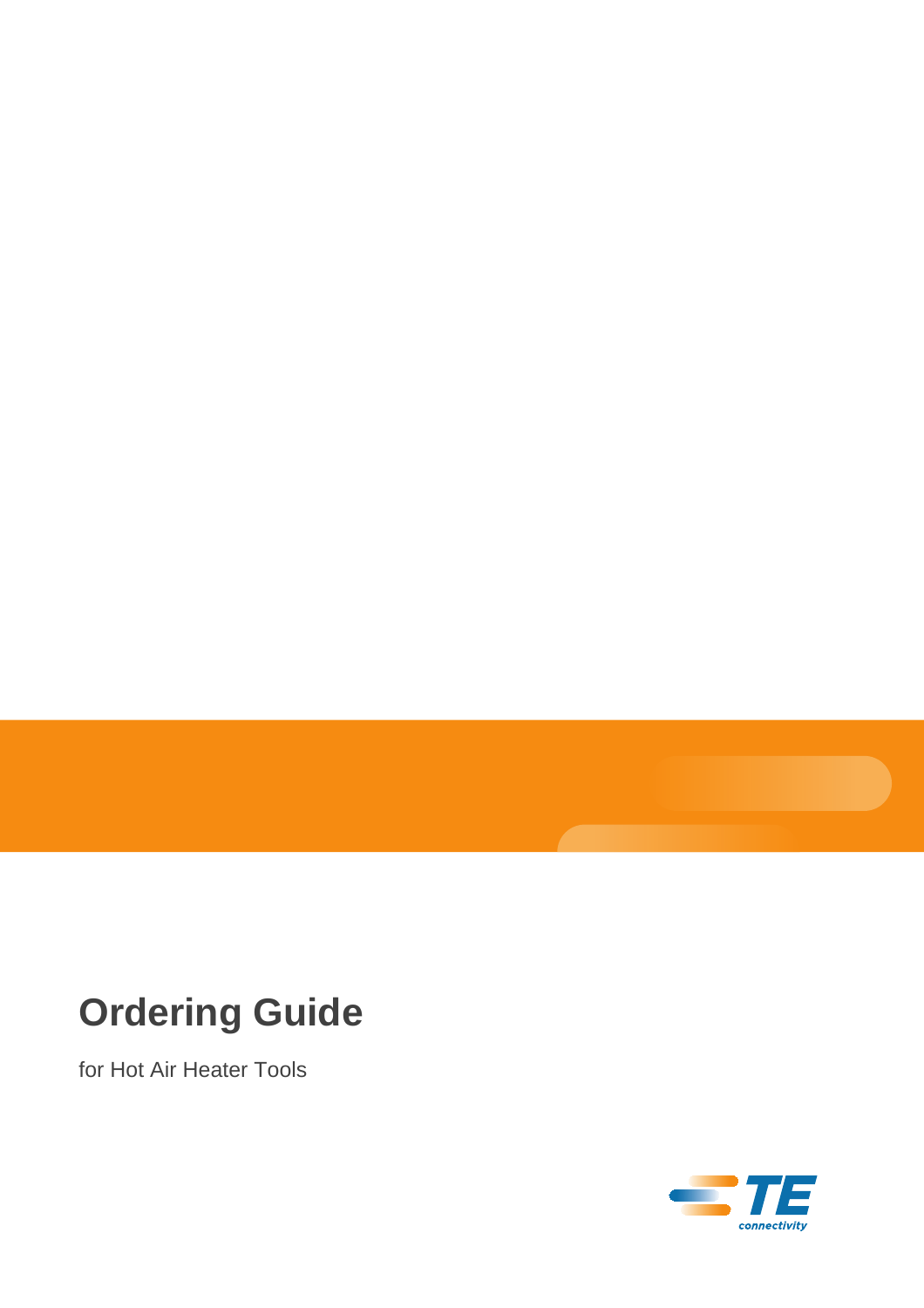# Ordering Guide

for Hot Air Heater Tools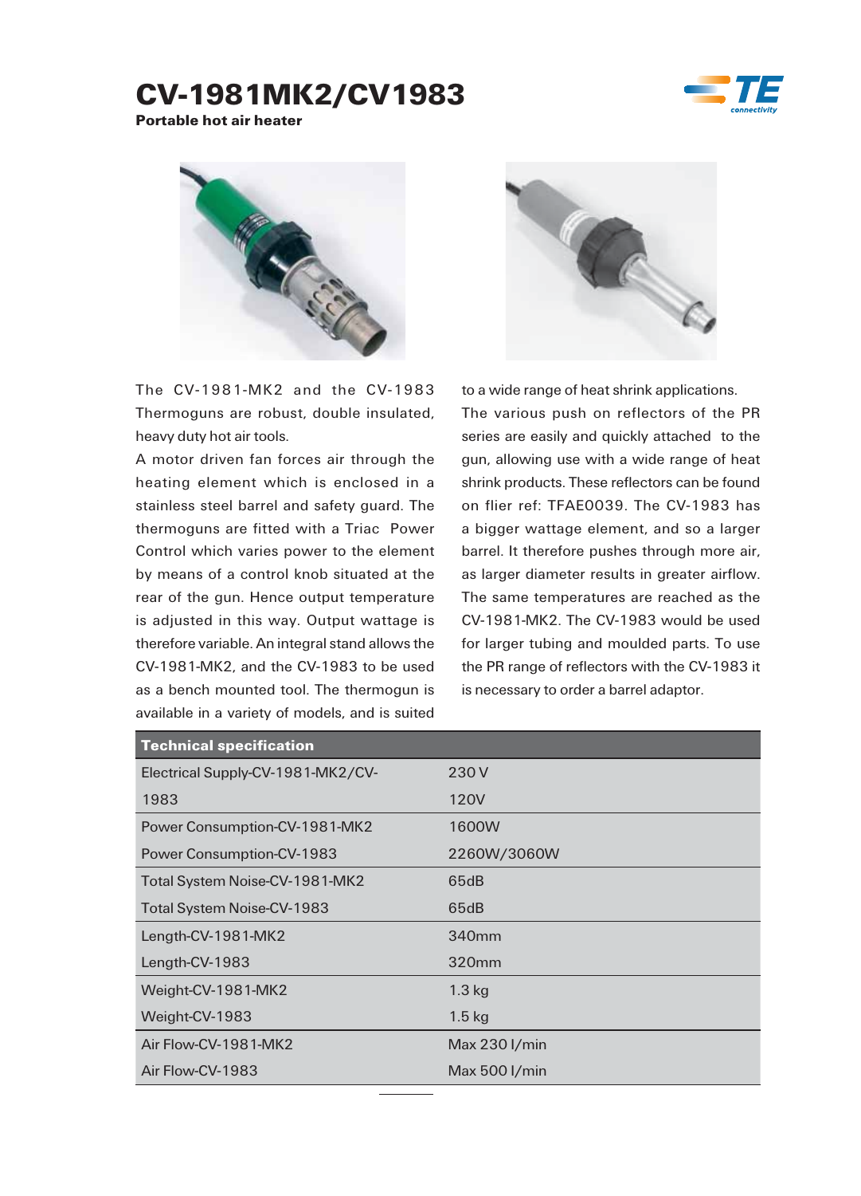# CV-1981MK2/CV1983

**Portable hot air heater**

The CV-1981-MK2 and the CV-1983 Thermoguns are robust, double insulated, heavy duty hot air tools.

A motor driven fan forces air through the heating element which is enclosed in a stainless steel barrel and safety guard. The thermoguns are fitted with a Triac Power Control which varies power to the element by means of a control knob situated at the rear of the gun. Hence output temperature is adjusted in this way. Output wattage is therefore variable. An integral stand allows the CV-1981-MK2, and the CV-1983 to be used as a bench mounted tool. The thermogun is available in a variety of models, and is suited to a wide range of heat shrink applications.

The various push on reflectors of the PR series are easily and quickly attached to the gun, allowing use with a wide range of heat shrink products. These reflectors can be found on flier ref: TFAE0039. The CV-1983 has a bigger wattage element, and so a larger barrel. It therefore pushes through more air, as larger diameter results in greater airflow. The same temperatures are reached as the CV-1981-MK2. The CV-1983 would be used for larger tubing and moulded parts. To use the PR range of reflectors with the CV-1983 it is necessary to order a barrel adaptor.

| Technical specification | |
|---|---|
| Electrical Supply-CV-1981-MK2/CV-1983 | 230 V<br>120V |
| Power Consumption-CV-1981-MK2 | 1600W |
| Power Consumption-CV-1983 | 2260W/3060W |
| Total System Noise-CV-1981-MK2 | 65dB |
| Total System Noise-CV-1983 | 65dB |
| Length-CV-1981-MK2 | 340mm |
| Length-CV-1983 | 320mm |
| Weight-CV-1981-MK2 | 1.3 kg |
| Weight-CV-1983 | 1.5 kg |
| Air Flow-CV-1981-MK2 | Max 230 l/min |
| Air Flow-CV-1983 | Max 500 l/min |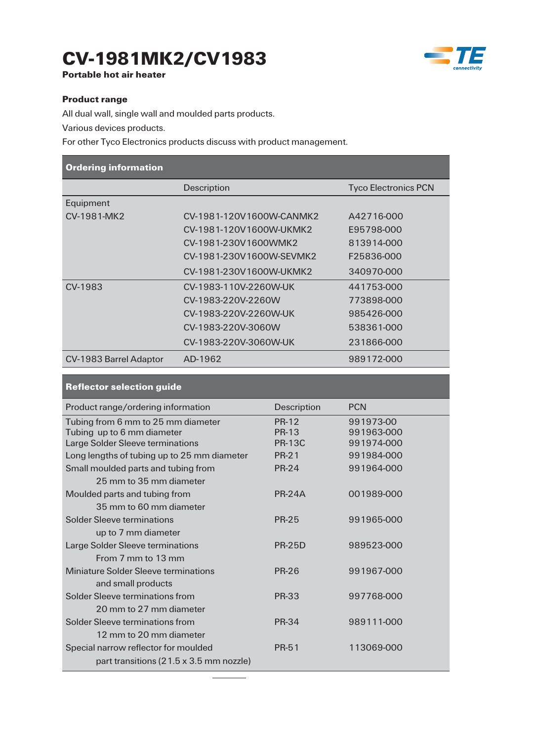# CV-1981MK2/CV1983

**Portable hot air heater**

**Product range**

All dual wall, single wall and moulded parts products.

Various devices products.

For other Tyco Electronics products discuss with product management.

## Ordering information

| | Description | Tyco Electronics PCN |
|---|---|---|
| Equipment | | |
| CV-1981-MK2 | CV-1981-120V1600W-CANMK2 | A42716-000 |
| | CV-1981-120V1600W-UKMK2 | E95798-000 |
| | CV-1981-230V1600WMK2 | 813914-000 |
| | CV-1981-230V1600W-SEVMK2 | F25836-000 |
| | CV-1981-230V1600W-UKMK2 | 340970-000 |
| CV-1983 | CV-1983-110V-2260W-UK | 441753-000 |
| | CV-1983-220V-2260W | 773898-000 |
| | CV-1983-220V-2260W-UK | 985426-000 |
| | CV-1983-220V-3060W | 538361-000 |
| | CV-1983-220V-3060W-UK | 231866-000 |
| CV-1983 Barrel Adaptor | AD-1962 | 989172-000 |

## Reflector selection guide

| Product range/ordering information | Description | PCN |
|---|---|---|
| Tubing from 6 mm to 25 mm diameter | PR-12 | 991973-00 |
| Tubing up to 6 mm diameter | PR-13 | 991963-000 |
| Large Solder Sleeve terminations | PR-13C | 991974-000 |
| Long lengths of tubing up to 25 mm diameter | PR-21 | 991984-000 |
| Small moulded parts and tubing from 25 mm to 35 mm diameter | PR-24 | 991964-000 |
| Moulded parts and tubing from 35 mm to 60 mm diameter | PR-24A | 001989-000 |
| Solder Sleeve terminations up to 7 mm diameter | PR-25 | 991965-000 |
| Large Solder Sleeve terminations From 7 mm to 13 mm | PR-25D | 989523-000 |
| Miniature Solder Sleeve terminations and small products | PR-26 | 991967-000 |
| Solder Sleeve terminations from 20 mm to 27 mm diameter | PR-33 | 997768-000 |
| Solder Sleeve terminations from 12 mm to 20 mm diameter | PR-34 | 989111-000 |
| Special narrow reflector for moulded part transitions (21.5 x 3.5 mm nozzle) | PR-51 | 113069-000 |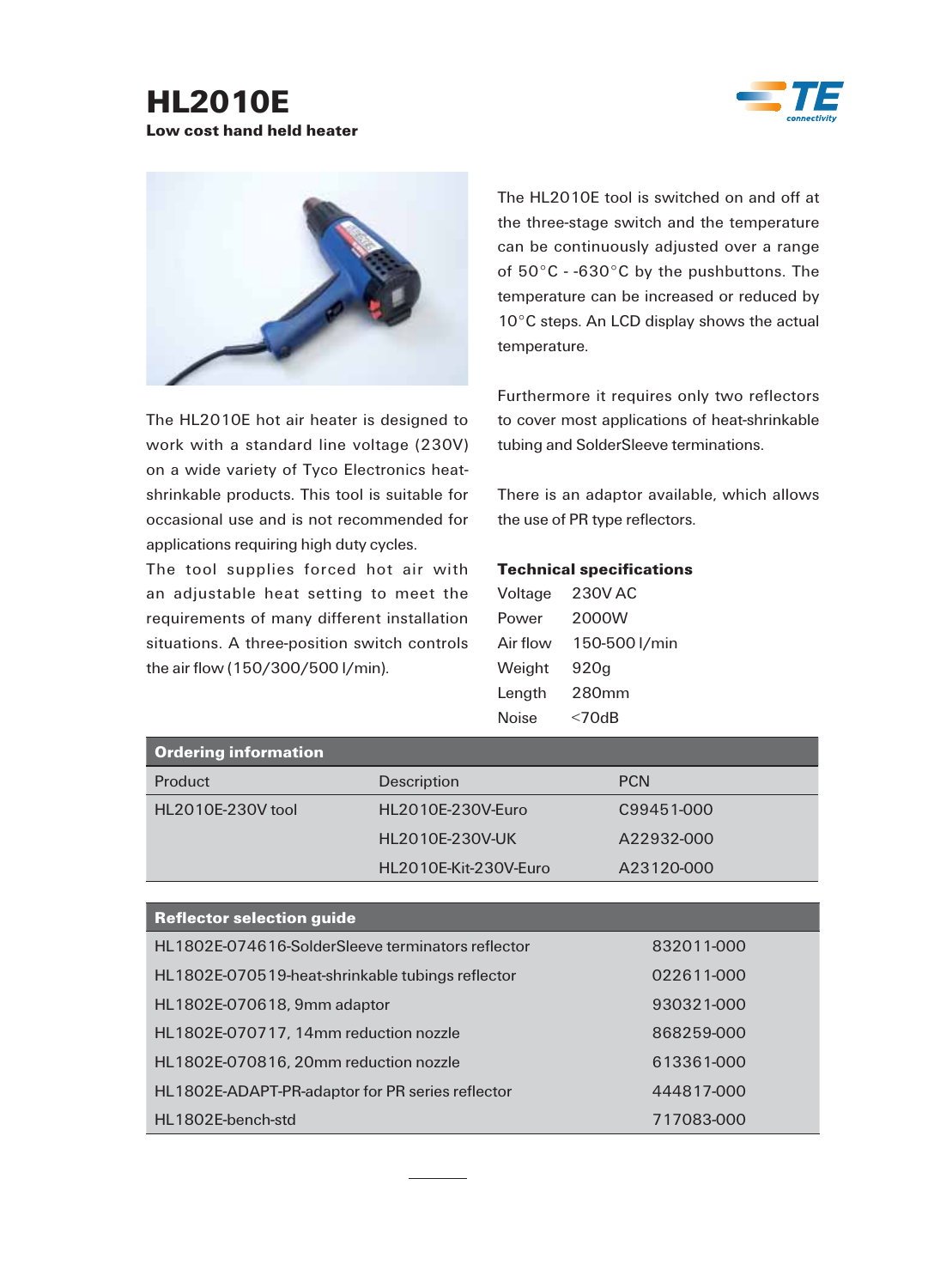# HL2010E

**Low cost hand held heater**

The HL2010E hot air heater is designed to work with a standard line voltage (230V) on a wide variety of Tyco Electronics heat-shrinkable products. This tool is suitable for occasional use and is not recommended for applications requiring high duty cycles.

The tool supplies forced hot air with an adjustable heat setting to meet the requirements of many different installation situations. A three-position switch controls the air flow (150/300/500 l/min).

The HL2010E tool is switched on and off at the three-stage switch and the temperature can be continuously adjusted over a range of 50°C - -630°C by the pushbuttons. The temperature can be increased or reduced by 10°C steps. An LCD display shows the actual temperature.

Furthermore it requires only two reflectors to cover most applications of heat-shrinkable tubing and SolderSleeve terminations.

There is an adaptor available, which allows the use of PR type reflectors.

**Technical specifications**

| | |
|---|---|
| Voltage | 230V AC |
| Power | 2000W |
| Air flow | 150-500 l/min |
| Weight | 920g |
| Length | 280mm |
| Noise | <70dB |

**Ordering information**

| Product | Description | PCN |
|---|---|---|
| HL2010E-230V tool | HL2010E-230V-Euro | C99451-000 |
| | HL2010E-230V-UK | A22932-000 |
| | HL2010E-Kit-230V-Euro | A23120-000 |

**Reflector selection guide**

| | |
|---|---|
| HL1802E-074616-SolderSleeve terminators reflector | 832011-000 |
| HL1802E-070519-heat-shrinkable tubings reflector | 022611-000 |
| HL1802E-070618, 9mm adaptor | 930321-000 |
| HL1802E-070717, 14mm reduction nozzle | 868259-000 |
| HL1802E-070816, 20mm reduction nozzle | 613361-000 |
| HL1802E-ADAPT-PR-adaptor for PR series reflector | 444817-000 |
| HL1802E-bench-std | 717083-000 |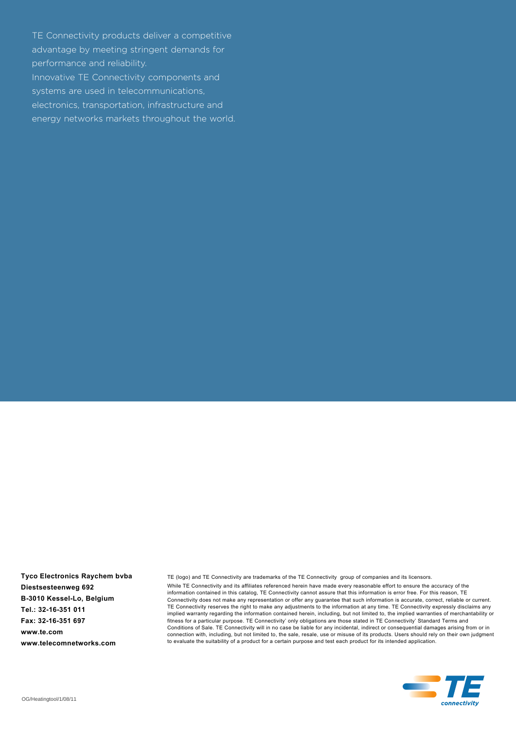TE Connectivity products deliver a competitive advantage by meeting stringent demands for performance and reliability.
Innovative TE Connectivity components and systems are used in telecommunications, electronics, transportation, infrastructure and energy networks markets throughout the world.

**Tyco Electronics Raychem bvba**
**Diestsesteenweg 692**
**B-3010 Kessel-Lo, Belgium**
**Tel.: 32-16-351 011**
**Fax: 32-16-351 697**
**www.te.com**
**www.telecomnetworks.com**

TE (logo) and TE Connectivity are trademarks of the TE Connectivity group of companies and its licensors.

While TE Connectivity and its affiliates referenced herein have made every reasonable effort to ensure the accuracy of the information contained in this catalog, TE Connectivity cannot assure that this information is error free. For this reason, TE Connectivity does not make any representation or offer any guarantee that such information is accurate, correct, reliable or current. TE Connectivity reserves the right to make any adjustments to the information at any time. TE Connectivity expressly disclaims any implied warranty regarding the information contained herein, including, but not limited to, the implied warranties of merchantability or fitness for a particular purpose. TE Connectivity' only obligations are those stated in TE Connectivity' Standard Terms and Conditions of Sale. TE Connectivity will in no case be liable for any incidental, indirect or consequential damages arising from or in connection with, including, but not limited to, the sale, resale, use or misuse of its products. Users should rely on their own judgment to evaluate the suitability of a product for a certain purpose and test each product for its intended application.

OG/Heatingtool/1/08/11

TE connectivity